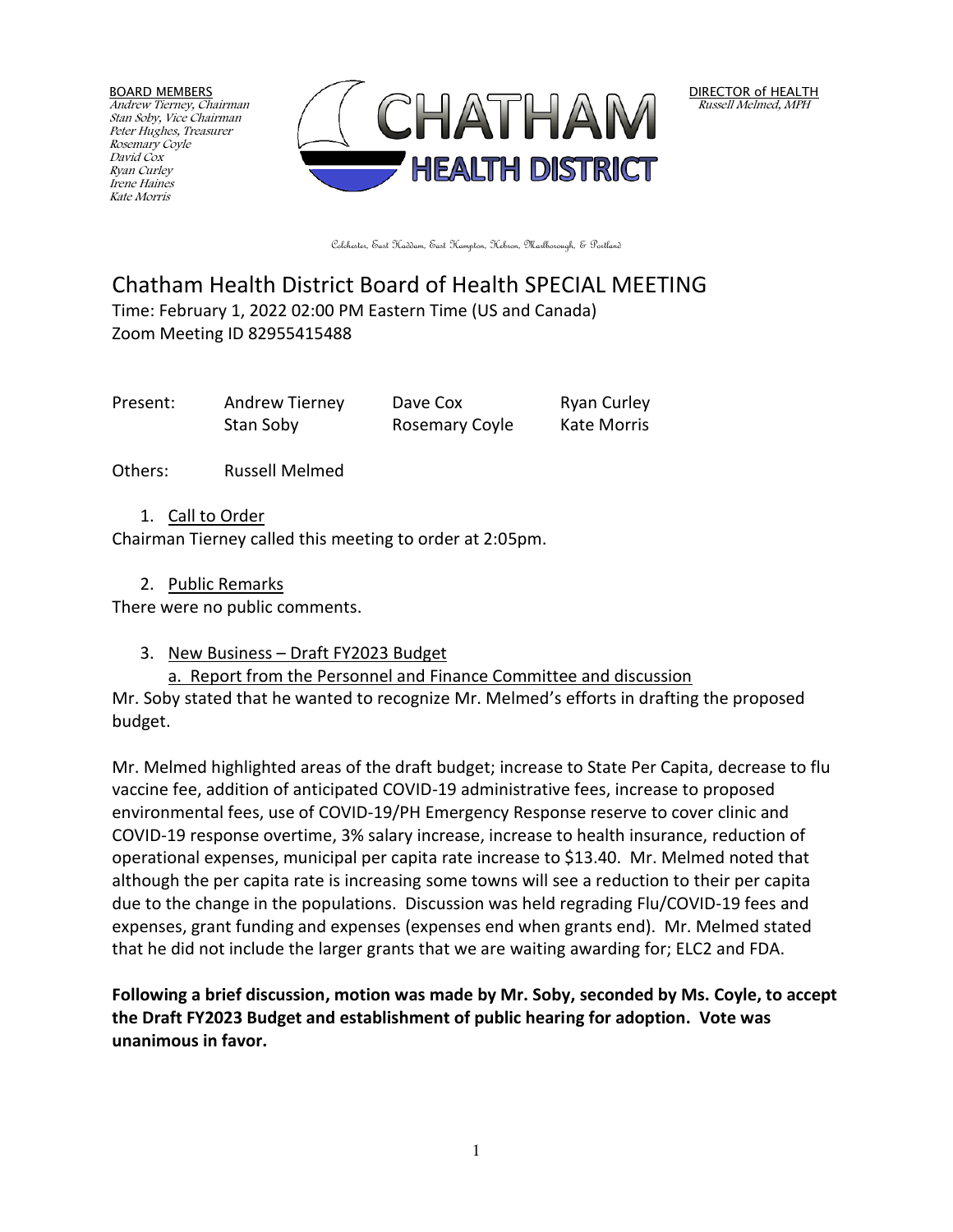BOARD MEMBERS
*Andrew Tierney, Chairman*
*Stan Soby, Vice Chairman*
*Peter Hughes, Treasurer*
*Rosemary Coyle*
*David Cox*
*Ryan Curley*
*Irene Haines*
*Kate Morris*

**CHATHAM HEALTH DISTRICT**

DIRECTOR of HEALTH
*Russell Melmed, MPH*

Colchester, East Haddam, East Hampton, Hebron, Marlborough, & Portland

# Chatham Health District Board of Health SPECIAL MEETING

Time: February 1, 2022 02:00 PM Eastern Time (US and Canada)
Zoom Meeting ID 82955415488

| Present: | Andrew Tierney | Dave Cox | Ryan Curley |
|---|---|---|---|
| | Stan Soby | Rosemary Coyle | Kate Morris |

Others: Russell Melmed

1. Call to Order

Chairman Tierney called this meeting to order at 2:05pm.

2. Public Remarks

There were no public comments.

3. New Business – Draft FY2023 Budget
   a. Report from the Personnel and Finance Committee and discussion

Mr. Soby stated that he wanted to recognize Mr. Melmed's efforts in drafting the proposed budget.

Mr. Melmed highlighted areas of the draft budget; increase to State Per Capita, decrease to flu vaccine fee, addition of anticipated COVID-19 administrative fees, increase to proposed environmental fees, use of COVID-19/PH Emergency Response reserve to cover clinic and COVID-19 response overtime, 3% salary increase, increase to health insurance, reduction of operational expenses, municipal per capita rate increase to $13.40. Mr. Melmed noted that although the per capita rate is increasing some towns will see a reduction to their per capita due to the change in the populations. Discussion was held regrading Flu/COVID-19 fees and expenses, grant funding and expenses (expenses end when grants end). Mr. Melmed stated that he did not include the larger grants that we are waiting awarding for; ELC2 and FDA.

**Following a brief discussion, motion was made by Mr. Soby, seconded by Ms. Coyle, to accept the Draft FY2023 Budget and establishment of public hearing for adoption. Vote was unanimous in favor.**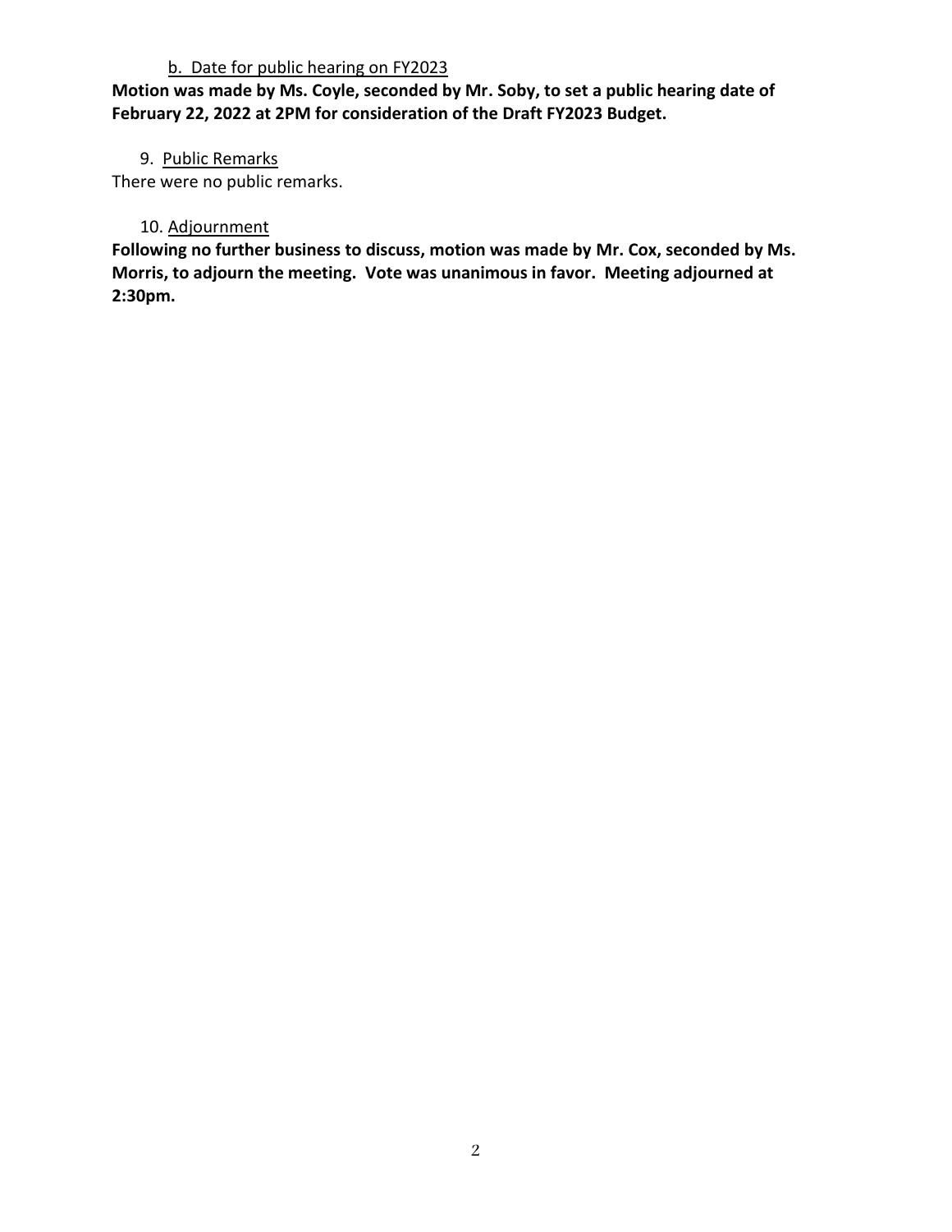b. Date for public hearing on FY2023

**Motion was made by Ms. Coyle, seconded by Mr. Soby, to set a public hearing date of February 22, 2022 at 2PM for consideration of the Draft FY2023 Budget.**

9. Public Remarks

There were no public remarks.

10. Adjournment

**Following no further business to discuss, motion was made by Mr. Cox, seconded by Ms. Morris, to adjourn the meeting. Vote was unanimous in favor. Meeting adjourned at 2:30pm.**